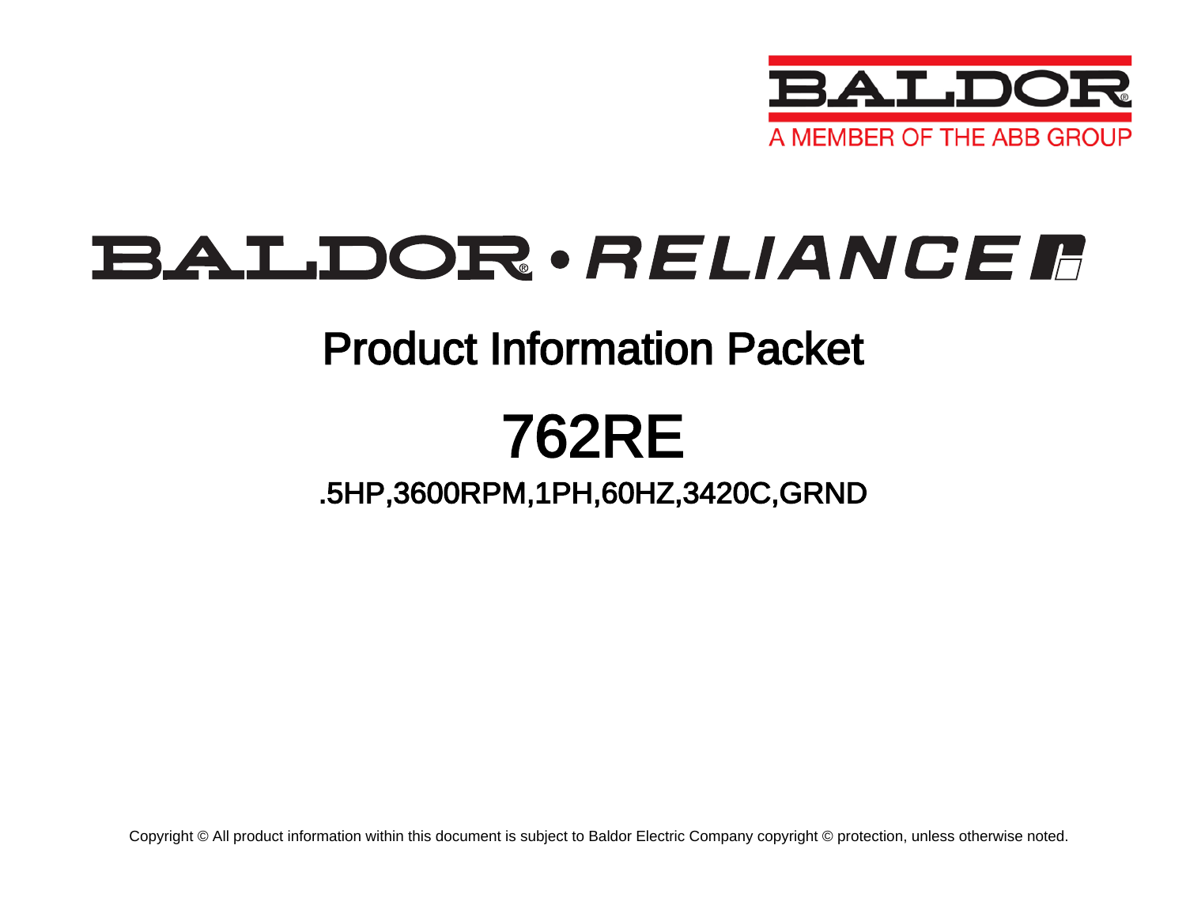BALDOR
A MEMBER OF THE ABB GROUP

# BALDOR • RELIANCE

## Product Information Packet

# 762RE

### .5HP,3600RPM,1PH,60HZ,3420C,GRND

Copyright © All product information within this document is subject to Baldor Electric Company copyright © protection, unless otherwise noted.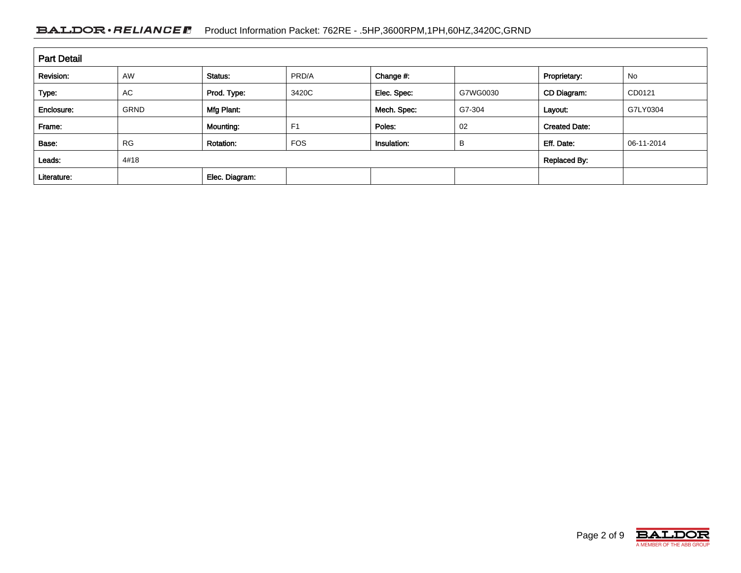## Part Detail

| Revision: | AW | Status: | PRD/A | Change #: | | Proprietary: | No |
|---|---|---|---|---|---|---|---|
| Type: | AC | Prod. Type: | 3420C | Elec. Spec: | G7WG0030 | CD Diagram: | CD0121 |
| Enclosure: | GRND | Mfg Plant: | | Mech. Spec: | G7-304 | Layout: | G7LY0304 |
| Frame: | | Mounting: | F1 | Poles: | 02 | Created Date: | |
| Base: | RG | Rotation: | FOS | Insulation: | B | Eff. Date: | 06-11-2014 |
| Leads: | 4#18 | | | | | Replaced By: | |
| Literature: | | Elec. Diagram: | | | | | |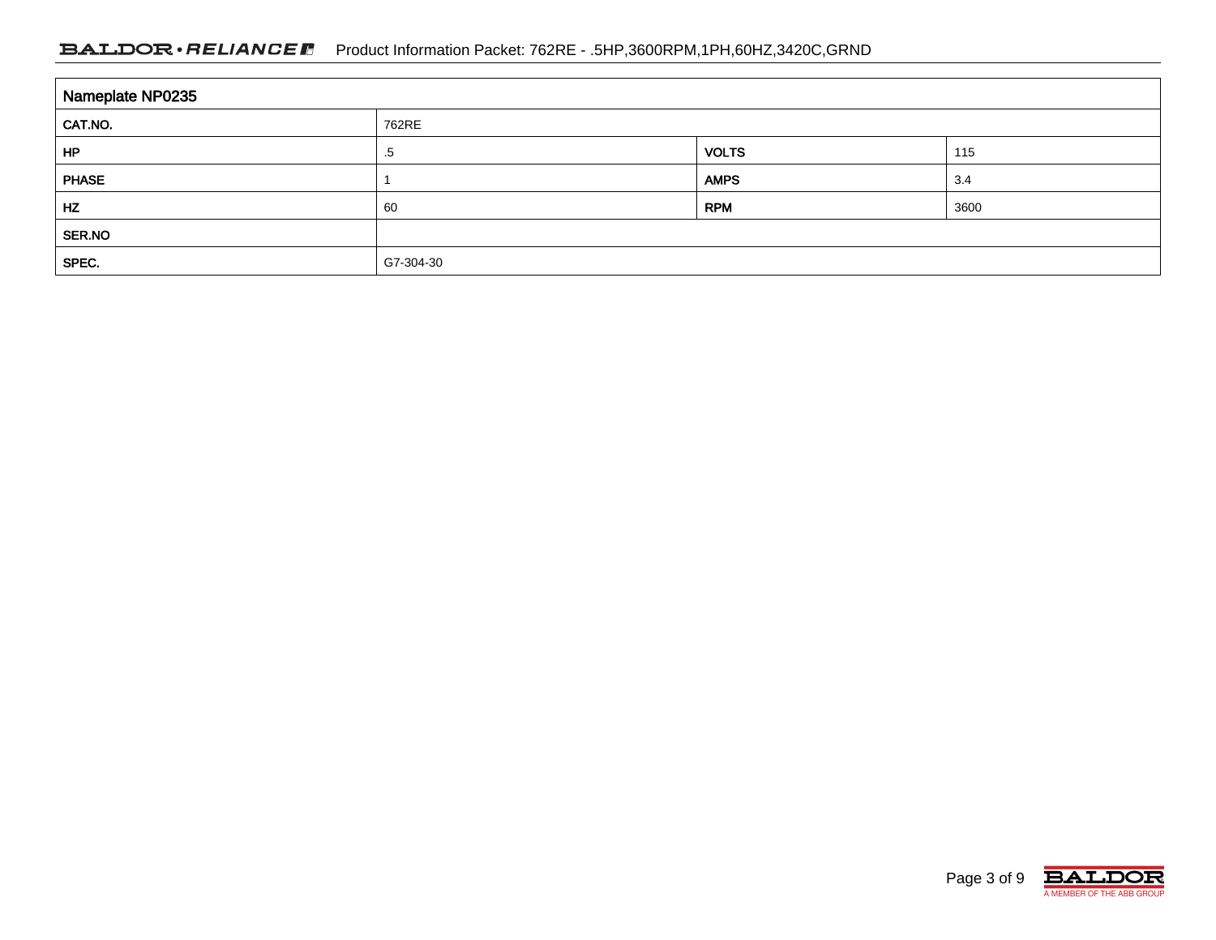## Nameplate NP0235

| | | | |
|---|---|---|---|
| CAT.NO. | 762RE | | |
| HP | .5 | VOLTS | 115 |
| PHASE | 1 | AMPS | 3.4 |
| HZ | 60 | RPM | 3600 |
| SER.NO | | | |
| SPEC. | G7-304-30 | | |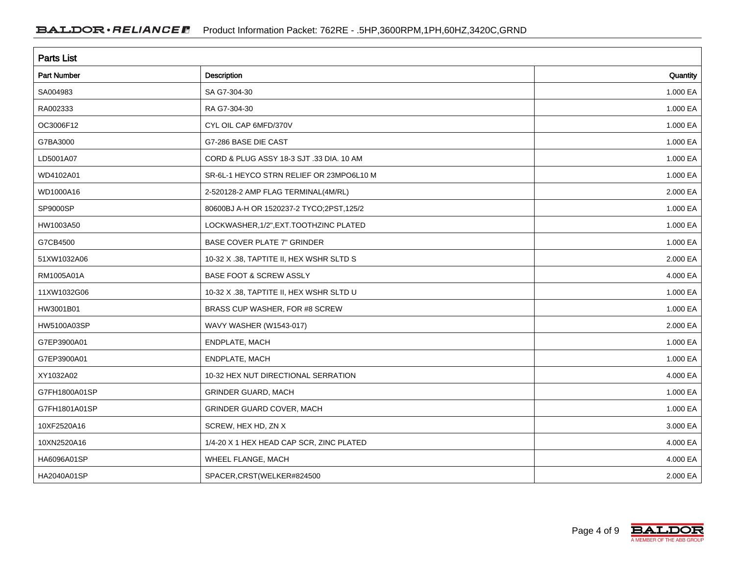## Parts List

| Part Number | Description | Quantity |
|---|---|---|
| SA004983 | SA G7-304-30 | 1.000 EA |
| RA002333 | RA G7-304-30 | 1.000 EA |
| OC3006F12 | CYL OIL CAP 6MFD/370V | 1.000 EA |
| G7BA3000 | G7-286 BASE DIE CAST | 1.000 EA |
| LD5001A07 | CORD & PLUG ASSY 18-3 SJT .33 DIA. 10 AM | 1.000 EA |
| WD4102A01 | SR-6L-1 HEYCO STRN RELIEF OR 23MPO6L10 M | 1.000 EA |
| WD1000A16 | 2-520128-2 AMP FLAG TERMINAL(4M/RL) | 2.000 EA |
| SP9000SP | 80600BJ A-H OR 1520237-2 TYCO;2PST,125/2 | 1.000 EA |
| HW1003A50 | LOCKWASHER,1/2",EXT.TOOTHZINC PLATED | 1.000 EA |
| G7CB4500 | BASE COVER PLATE 7" GRINDER | 1.000 EA |
| 51XW1032A06 | 10-32 X .38, TAPTITE II, HEX WSHR SLTD S | 2.000 EA |
| RM1005A01A | BASE FOOT & SCREW ASSLY | 4.000 EA |
| 11XW1032G06 | 10-32 X .38, TAPTITE II, HEX WSHR SLTD U | 1.000 EA |
| HW3001B01 | BRASS CUP WASHER, FOR #8 SCREW | 1.000 EA |
| HW5100A03SP | WAVY WASHER (W1543-017) | 2.000 EA |
| G7EP3900A01 | ENDPLATE, MACH | 1.000 EA |
| G7EP3900A01 | ENDPLATE, MACH | 1.000 EA |
| XY1032A02 | 10-32 HEX NUT DIRECTIONAL SERRATION | 4.000 EA |
| G7FH1800A01SP | GRINDER GUARD, MACH | 1.000 EA |
| G7FH1801A01SP | GRINDER GUARD COVER, MACH | 1.000 EA |
| 10XF2520A16 | SCREW, HEX HD, ZN X | 3.000 EA |
| 10XN2520A16 | 1/4-20 X 1 HEX HEAD CAP SCR, ZINC PLATED | 4.000 EA |
| HA6096A01SP | WHEEL FLANGE, MACH | 4.000 EA |
| HA2040A01SP | SPACER,CRST(WELKER#824500 | 2.000 EA |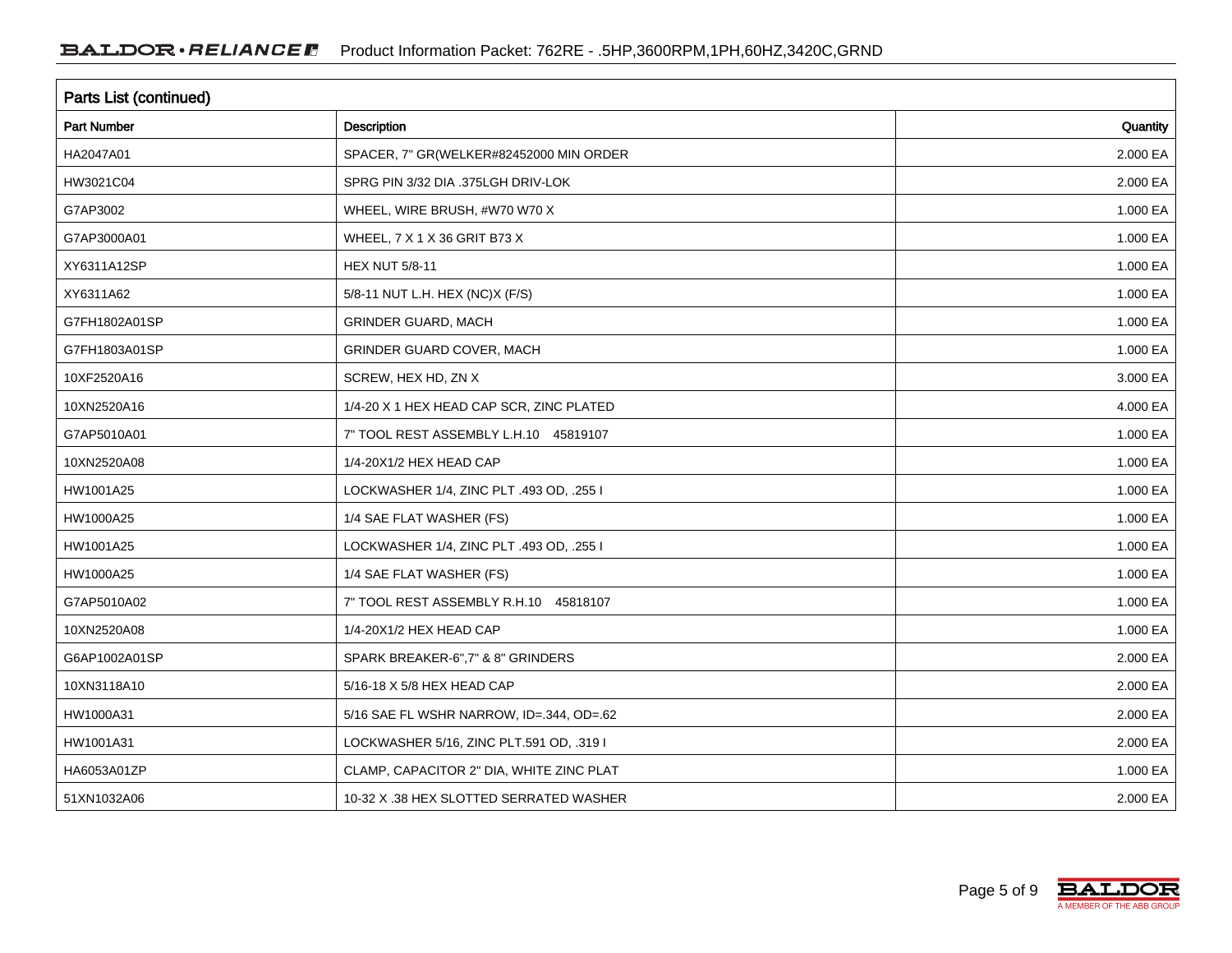## Parts List (continued)

| Part Number | Description | Quantity |
|---|---|---|
| HA2047A01 | SPACER, 7" GR(WELKER#82452000 MIN ORDER | 2.000 EA |
| HW3021C04 | SPRG PIN 3/32 DIA .375LGH DRIV-LOK | 2.000 EA |
| G7AP3002 | WHEEL, WIRE BRUSH, #W70 W70 X | 1.000 EA |
| G7AP3000A01 | WHEEL, 7 X 1 X 36 GRIT B73 X | 1.000 EA |
| XY6311A12SP | HEX NUT 5/8-11 | 1.000 EA |
| XY6311A62 | 5/8-11 NUT L.H. HEX (NC)X (F/S) | 1.000 EA |
| G7FH1802A01SP | GRINDER GUARD, MACH | 1.000 EA |
| G7FH1803A01SP | GRINDER GUARD COVER, MACH | 1.000 EA |
| 10XF2520A16 | SCREW, HEX HD, ZN X | 3.000 EA |
| 10XN2520A16 | 1/4-20 X 1 HEX HEAD CAP SCR, ZINC PLATED | 4.000 EA |
| G7AP5010A01 | 7" TOOL REST ASSEMBLY L.H.10 45819107 | 1.000 EA |
| 10XN2520A08 | 1/4-20X1/2 HEX HEAD CAP | 1.000 EA |
| HW1001A25 | LOCKWASHER 1/4, ZINC PLT .493 OD, .255 I | 1.000 EA |
| HW1000A25 | 1/4 SAE FLAT WASHER (FS) | 1.000 EA |
| HW1001A25 | LOCKWASHER 1/4, ZINC PLT .493 OD, .255 I | 1.000 EA |
| HW1000A25 | 1/4 SAE FLAT WASHER (FS) | 1.000 EA |
| G7AP5010A02 | 7" TOOL REST ASSEMBLY R.H.10 45818107 | 1.000 EA |
| 10XN2520A08 | 1/4-20X1/2 HEX HEAD CAP | 1.000 EA |
| G6AP1002A01SP | SPARK BREAKER-6",7" & 8" GRINDERS | 2.000 EA |
| 10XN3118A10 | 5/16-18 X 5/8 HEX HEAD CAP | 2.000 EA |
| HW1000A31 | 5/16 SAE FL WSHR NARROW, ID=.344, OD=.62 | 2.000 EA |
| HW1001A31 | LOCKWASHER 5/16, ZINC PLT.591 OD, .319 I | 2.000 EA |
| HA6053A01ZP | CLAMP, CAPACITOR 2" DIA, WHITE ZINC PLAT | 1.000 EA |
| 51XN1032A06 | 10-32 X .38 HEX SLOTTED SERRATED WASHER | 2.000 EA |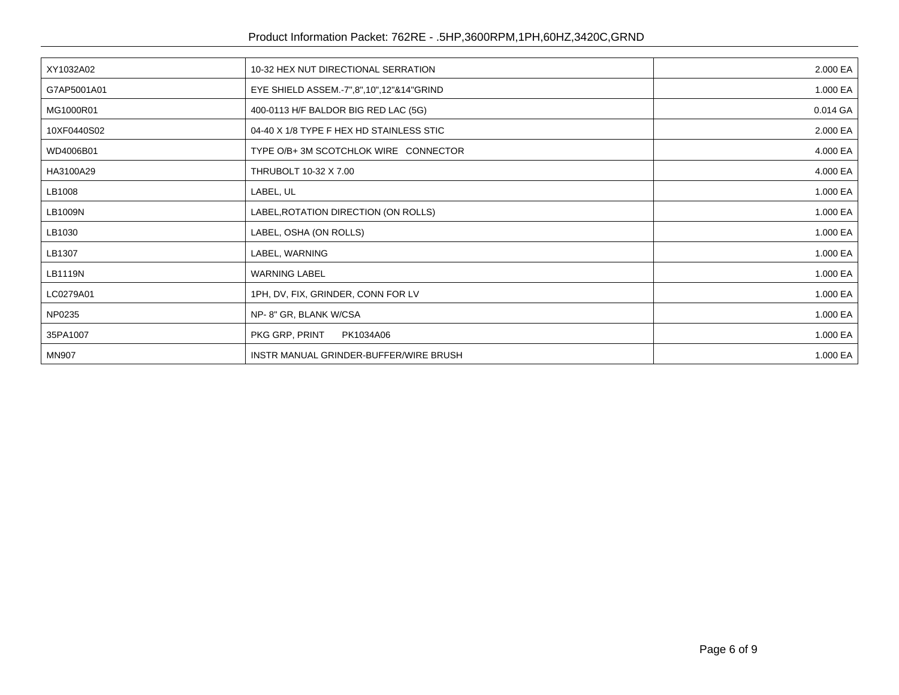| XY1032A02 | 10-32 HEX NUT DIRECTIONAL SERRATION | 2.000 EA |
|---|---|---|
| G7AP5001A01 | EYE SHIELD ASSEM.-7",8",10",12"&14"GRIND | 1.000 EA |
| MG1000R01 | 400-0113 H/F BALDOR BIG RED LAC (5G) | 0.014 GA |
| 10XF0440S02 | 04-40 X 1/8 TYPE F HEX HD STAINLESS STIC | 2.000 EA |
| WD4006B01 | TYPE O/B+ 3M SCOTCHLOK WIRE CONNECTOR | 4.000 EA |
| HA3100A29 | THRUBOLT 10-32 X 7.00 | 4.000 EA |
| LB1008 | LABEL, UL | 1.000 EA |
| LB1009N | LABEL,ROTATION DIRECTION (ON ROLLS) | 1.000 EA |
| LB1030 | LABEL, OSHA (ON ROLLS) | 1.000 EA |
| LB1307 | LABEL, WARNING | 1.000 EA |
| LB1119N | WARNING LABEL | 1.000 EA |
| LC0279A01 | 1PH, DV, FIX, GRINDER, CONN FOR LV | 1.000 EA |
| NP0235 | NP- 8" GR, BLANK W/CSA | 1.000 EA |
| 35PA1007 | PKG GRP, PRINT PK1034A06 | 1.000 EA |
| MN907 | INSTR MANUAL GRINDER-BUFFER/WIRE BRUSH | 1.000 EA |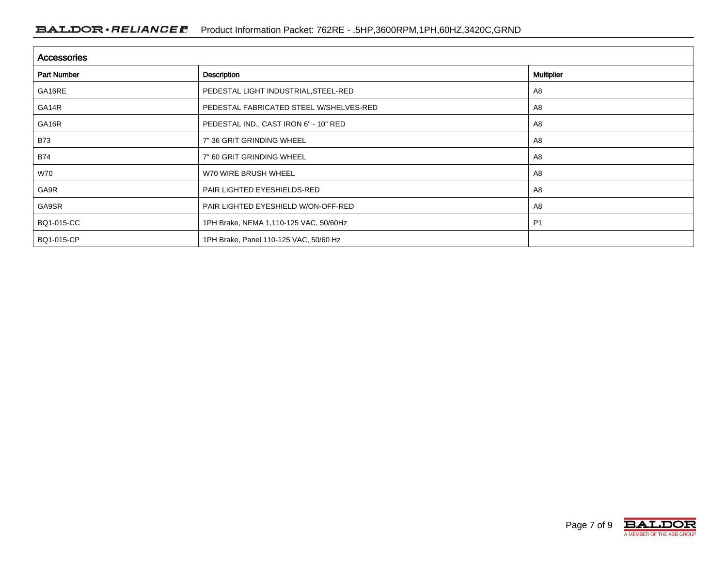## Accessories

| Part Number | Description | Multiplier |
| --- | --- | --- |
| GA16RE | PEDESTAL LIGHT INDUSTRIAL,STEEL-RED | A8 |
| GA14R | PEDESTAL FABRICATED STEEL W/SHELVES-RED | A8 |
| GA16R | PEDESTAL IND., CAST IRON 6" - 10" RED | A8 |
| B73 | 7" 36 GRIT GRINDING WHEEL | A8 |
| B74 | 7" 60 GRIT GRINDING WHEEL | A8 |
| W70 | W70 WIRE BRUSH WHEEL | A8 |
| GA9R | PAIR LIGHTED EYESHIELDS-RED | A8 |
| GA9SR | PAIR LIGHTED EYESHIELD W/ON-OFF-RED | A8 |
| BQ1-015-CC | 1PH Brake, NEMA 1,110-125 VAC, 50/60Hz | P1 |
| BQ1-015-CP | 1PH Brake, Panel 110-125 VAC, 50/60 Hz | |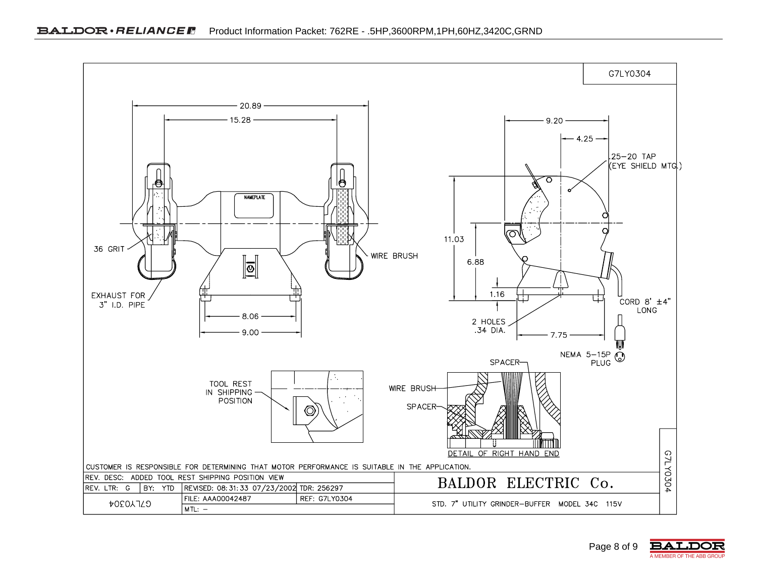G7LY0304

20.89

15.28

9.20

4.25

.25–20 TAP (EYE SHIELD MTG.)

NAMEPLATE

11.03

6.88

36 GRIT

WIRE BRUSH

1.16

EXHAUST FOR 3" I.D. PIPE

CORD 8' ±4" LONG

8.06

9.00

2 HOLES .34 DIA.

7.75

NEMA 5–15P PLUG

SPACER

TOOL REST IN SHIPPING POSITION

WIRE BRUSH

SPACER

DETAIL OF RIGHT HAND END

CUSTOMER IS RESPONSIBLE FOR DETERMINING THAT MOTOR PERFORMANCE IS SUITABLE IN THE APPLICATION.

| | | | |
|---|---|---|---|
| REV. DESC: ADDED TOOL REST SHIPPING POSITION VIEW | | | BALDOR ELECTRIC Co. |
| REV. LTR: G | BY: YTD | REVISED: 08:31:33 07/23/2002 TDR: 256297 | |
| G7LY0304 | FILE: AAA00042487 | REF: G7LY0304 | STD. 7" UTILITY GRINDER-BUFFER MODEL 34C 115V |
| | MTL: – | | |

G7LY0304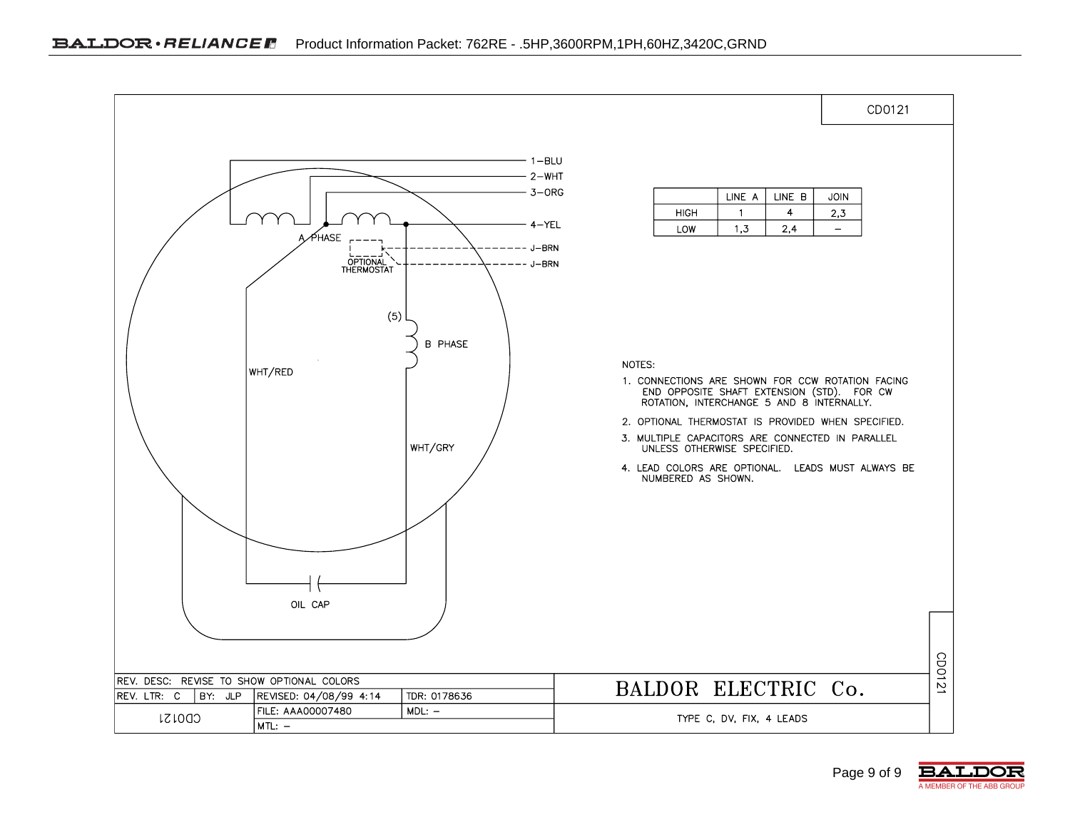CD0121

1–BLU
2–WHT
3–ORG
4–YEL
J–BRN
J–BRN

A PHASE
OPTIONAL THERMOSTAT
(5)
B PHASE
WHT/RED
WHT/GRY
OIL CAP

| | LINE A | LINE B | JOIN |
|---|---|---|---|
| HIGH | 1 | 4 | 2,3 |
| LOW | 1,3 | 2,4 | – |

NOTES:

1. CONNECTIONS ARE SHOWN FOR CCW ROTATION FACING END OPPOSITE SHAFT EXTENSION (STD). FOR CW ROTATION, INTERCHANGE 5 AND 8 INTERNALLY.
2. OPTIONAL THERMOSTAT IS PROVIDED WHEN SPECIFIED.
3. MULTIPLE CAPACITORS ARE CONNECTED IN PARALLEL UNLESS OTHERWISE SPECIFIED.
4. LEAD COLORS ARE OPTIONAL. LEADS MUST ALWAYS BE NUMBERED AS SHOWN.

| | | | |
|---|---|---|---|
| REV. DESC: REVISE TO SHOW OPTIONAL COLORS | | | BALDOR ELECTRIC Co. |
| REV. LTR: C BY: JLP | REVISED: 04/08/99 4:14 | TDR: 0178636 | |
| CD0121 | FILE: AAA00007480 | MDL: – | TYPE C, DV, FIX, 4 LEADS |
| | MTL: – | | |

CD0121